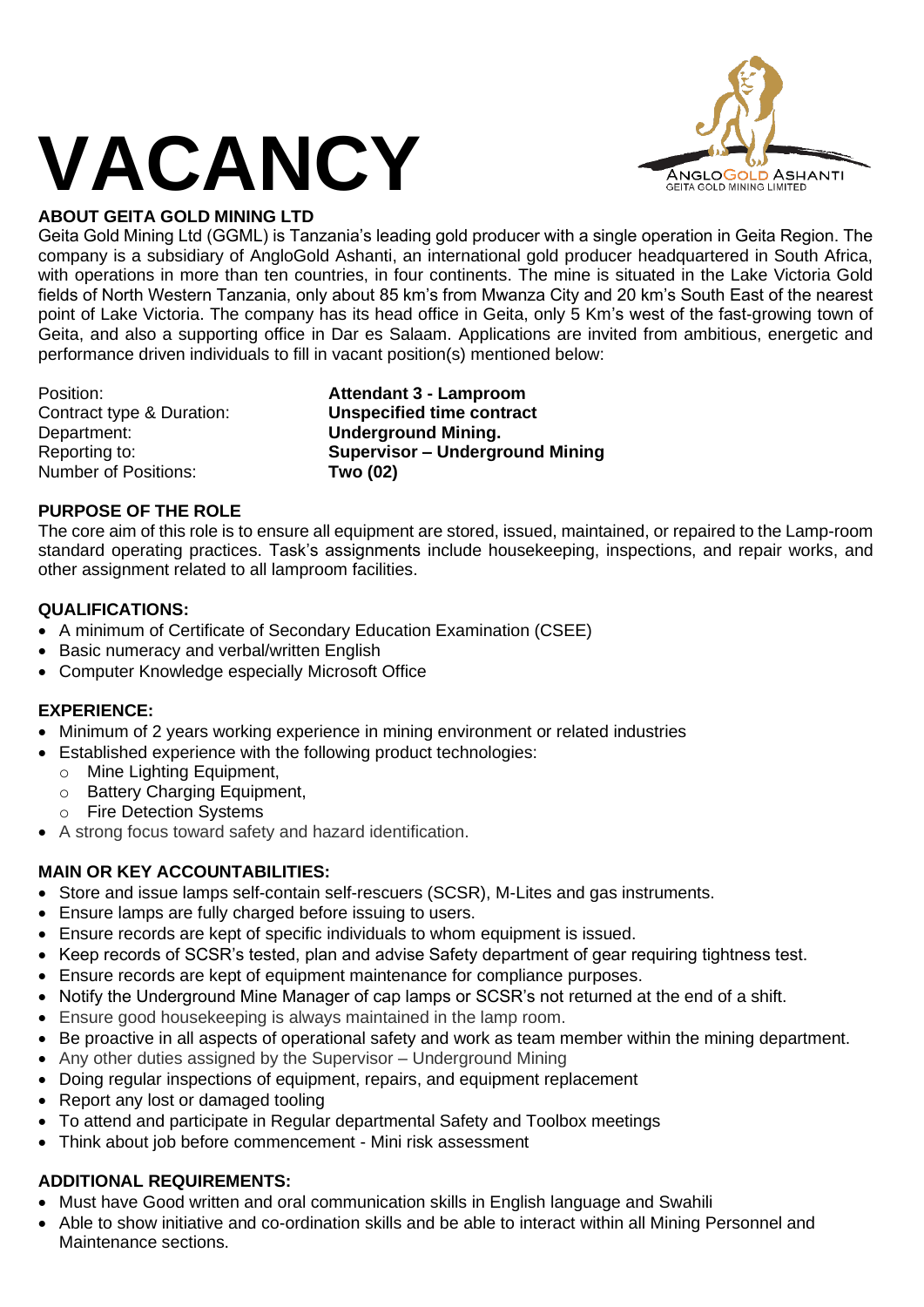# VACANCY

ANGLOGOLD ASHANTI
GEITA GOLD MINING LIMITED

## ABOUT GEITA GOLD MINING LTD

Geita Gold Mining Ltd (GGML) is Tanzania's leading gold producer with a single operation in Geita Region. The company is a subsidiary of AngloGold Ashanti, an international gold producer headquartered in South Africa, with operations in more than ten countries, in four continents. The mine is situated in the Lake Victoria Gold fields of North Western Tanzania, only about 85 km's from Mwanza City and 20 km's South East of the nearest point of Lake Victoria. The company has its head office in Geita, only 5 Km's west of the fast-growing town of Geita, and also a supporting office in Dar es Salaam. Applications are invited from ambitious, energetic and performance driven individuals to fill in vacant position(s) mentioned below:

| | |
|---|---|
| Position: | **Attendant 3 - Lamproom** |
| Contract type & Duration: | **Unspecified time contract** |
| Department: | **Underground Mining.** |
| Reporting to: | **Supervisor – Underground Mining** |
| Number of Positions: | **Two (02)** |

## PURPOSE OF THE ROLE

The core aim of this role is to ensure all equipment are stored, issued, maintained, or repaired to the Lamp-room standard operating practices. Task's assignments include housekeeping, inspections, and repair works, and other assignment related to all lamproom facilities.

## QUALIFICATIONS:

- A minimum of Certificate of Secondary Education Examination (CSEE)
- Basic numeracy and verbal/written English
- Computer Knowledge especially Microsoft Office

## EXPERIENCE:

- Minimum of 2 years working experience in mining environment or related industries
- Established experience with the following product technologies:
  - Mine Lighting Equipment,
  - Battery Charging Equipment,
  - Fire Detection Systems
- A strong focus toward safety and hazard identification.

## MAIN OR KEY ACCOUNTABILITIES:

- Store and issue lamps self-contain self-rescuers (SCSR), M-Lites and gas instruments.
- Ensure lamps are fully charged before issuing to users.
- Ensure records are kept of specific individuals to whom equipment is issued.
- Keep records of SCSR's tested, plan and advise Safety department of gear requiring tightness test.
- Ensure records are kept of equipment maintenance for compliance purposes.
- Notify the Underground Mine Manager of cap lamps or SCSR's not returned at the end of a shift.
- Ensure good housekeeping is always maintained in the lamp room.
- Be proactive in all aspects of operational safety and work as team member within the mining department.
- Any other duties assigned by the Supervisor – Underground Mining
- Doing regular inspections of equipment, repairs, and equipment replacement
- Report any lost or damaged tooling
- To attend and participate in Regular departmental Safety and Toolbox meetings
- Think about job before commencement - Mini risk assessment

## ADDITIONAL REQUIREMENTS:

- Must have Good written and oral communication skills in English language and Swahili
- Able to show initiative and co-ordination skills and be able to interact within all Mining Personnel and Maintenance sections.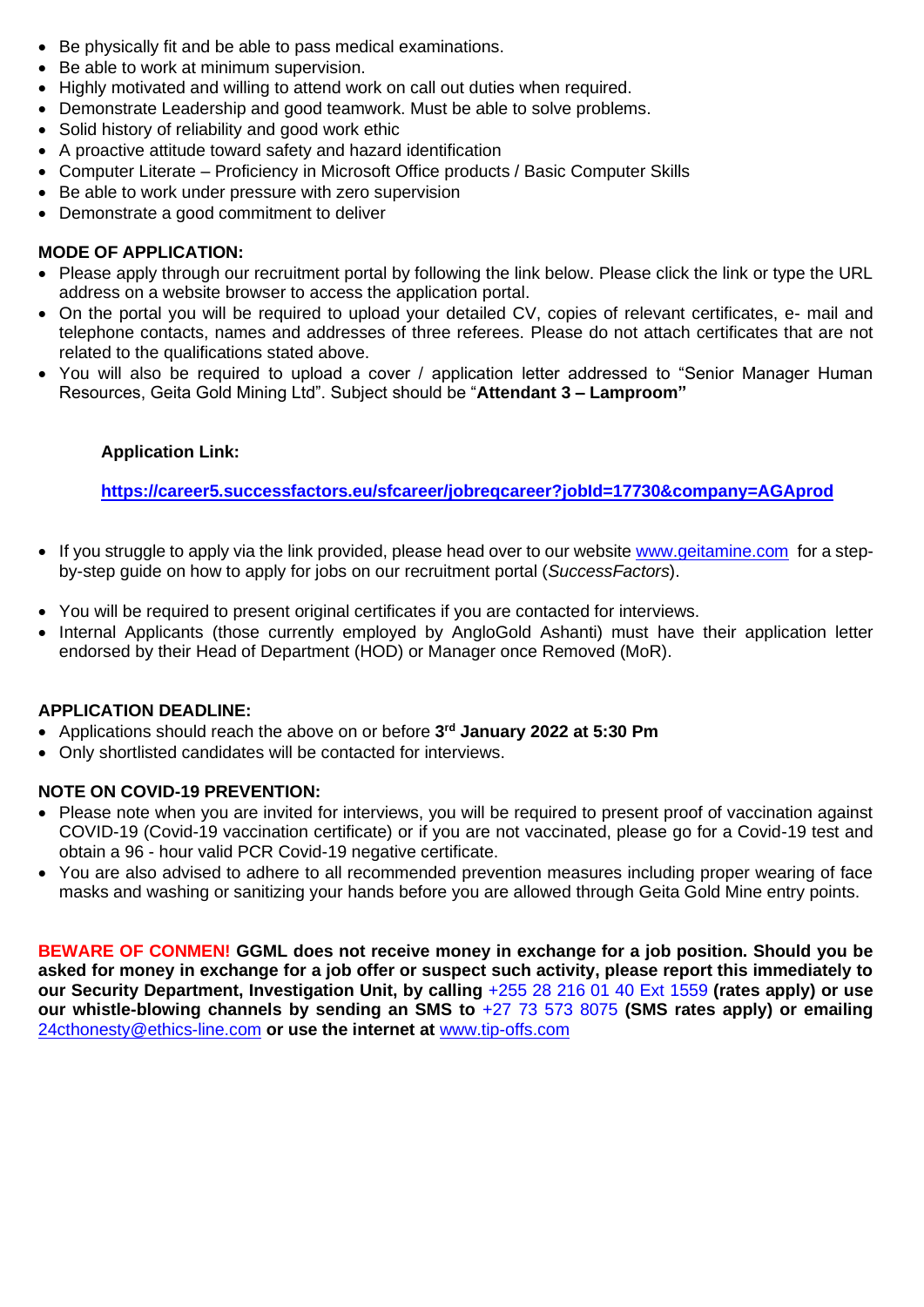- Be physically fit and be able to pass medical examinations.
- Be able to work at minimum supervision.
- Highly motivated and willing to attend work on call out duties when required.
- Demonstrate Leadership and good teamwork. Must be able to solve problems.
- Solid history of reliability and good work ethic
- A proactive attitude toward safety and hazard identification
- Computer Literate – Proficiency in Microsoft Office products / Basic Computer Skills
- Be able to work under pressure with zero supervision
- Demonstrate a good commitment to deliver

**MODE OF APPLICATION:**

- Please apply through our recruitment portal by following the link below. Please click the link or type the URL address on a website browser to access the application portal.
- On the portal you will be required to upload your detailed CV, copies of relevant certificates, e- mail and telephone contacts, names and addresses of three referees. Please do not attach certificates that are not related to the qualifications stated above.
- You will also be required to upload a cover / application letter addressed to "Senior Manager Human Resources, Geita Gold Mining Ltd". Subject should be "**Attendant 3 – Lamproom"**

**Application Link:**

**https://career5.successfactors.eu/sfcareer/jobreqcareer?jobId=17730&company=AGAprod**

- If you struggle to apply via the link provided, please head over to our website www.geitamine.com for a step-by-step guide on how to apply for jobs on our recruitment portal (*SuccessFactors*).
- You will be required to present original certificates if you are contacted for interviews.
- Internal Applicants (those currently employed by AngloGold Ashanti) must have their application letter endorsed by their Head of Department (HOD) or Manager once Removed (MoR).

**APPLICATION DEADLINE:**

- Applications should reach the above on or before **3rd January 2022 at 5:30 Pm**
- Only shortlisted candidates will be contacted for interviews.

**NOTE ON COVID-19 PREVENTION:**

- Please note when you are invited for interviews, you will be required to present proof of vaccination against COVID-19 (Covid-19 vaccination certificate) or if you are not vaccinated, please go for a Covid-19 test and obtain a 96 - hour valid PCR Covid-19 negative certificate.
- You are also advised to adhere to all recommended prevention measures including proper wearing of face masks and washing or sanitizing your hands before you are allowed through Geita Gold Mine entry points.

**BEWARE OF CONMEN! GGML does not receive money in exchange for a job position. Should you be asked for money in exchange for a job offer or suspect such activity, please report this immediately to our Security Department, Investigation Unit, by calling** +255 28 216 01 40 Ext 1559 **(rates apply) or use our whistle-blowing channels by sending an SMS to** +27 73 573 8075 **(SMS rates apply) or emailing** 24cthonesty@ethics-line.com **or use the internet at** www.tip-offs.com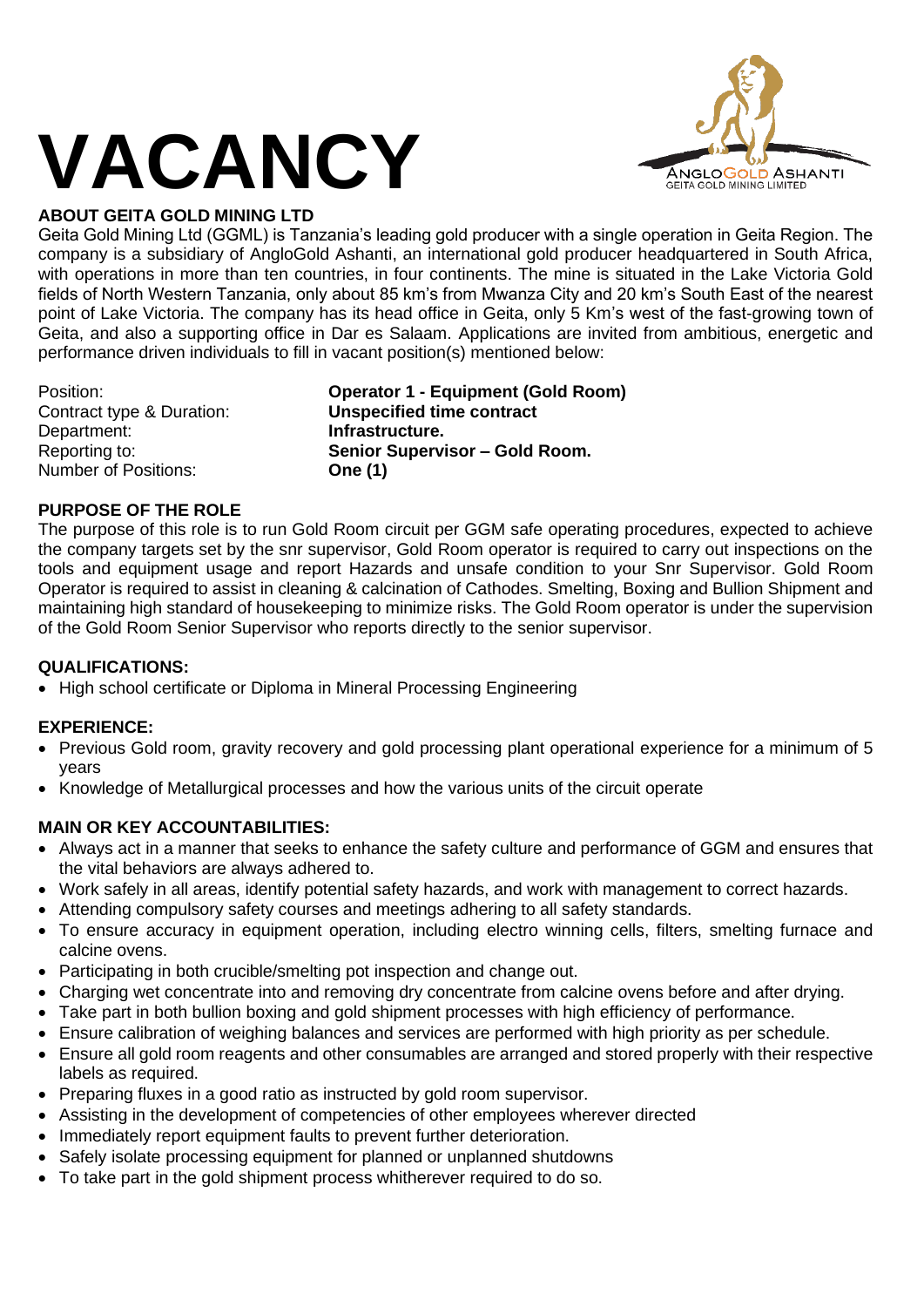# VACANCY

ANGLOGOLD ASHANTI
GEITA GOLD MINING LIMITED

## ABOUT GEITA GOLD MINING LTD

Geita Gold Mining Ltd (GGML) is Tanzania's leading gold producer with a single operation in Geita Region. The company is a subsidiary of AngloGold Ashanti, an international gold producer headquartered in South Africa, with operations in more than ten countries, in four continents. The mine is situated in the Lake Victoria Gold fields of North Western Tanzania, only about 85 km's from Mwanza City and 20 km's South East of the nearest point of Lake Victoria. The company has its head office in Geita, only 5 Km's west of the fast-growing town of Geita, and also a supporting office in Dar es Salaam. Applications are invited from ambitious, energetic and performance driven individuals to fill in vacant position(s) mentioned below:

| | |
|---|---|
| Position: | **Operator 1 - Equipment (Gold Room)** |
| Contract type & Duration: | **Unspecified time contract** |
| Department: | **Infrastructure.** |
| Reporting to: | **Senior Supervisor – Gold Room.** |
| Number of Positions: | **One (1)** |

## PURPOSE OF THE ROLE

The purpose of this role is to run Gold Room circuit per GGM safe operating procedures, expected to achieve the company targets set by the snr supervisor, Gold Room operator is required to carry out inspections on the tools and equipment usage and report Hazards and unsafe condition to your Snr Supervisor. Gold Room Operator is required to assist in cleaning & calcination of Cathodes. Smelting, Boxing and Bullion Shipment and maintaining high standard of housekeeping to minimize risks. The Gold Room operator is under the supervision of the Gold Room Senior Supervisor who reports directly to the senior supervisor.

## QUALIFICATIONS:

- High school certificate or Diploma in Mineral Processing Engineering

## EXPERIENCE:

- Previous Gold room, gravity recovery and gold processing plant operational experience for a minimum of 5 years
- Knowledge of Metallurgical processes and how the various units of the circuit operate

## MAIN OR KEY ACCOUNTABILITIES:

- Always act in a manner that seeks to enhance the safety culture and performance of GGM and ensures that the vital behaviors are always adhered to.
- Work safely in all areas, identify potential safety hazards, and work with management to correct hazards.
- Attending compulsory safety courses and meetings adhering to all safety standards.
- To ensure accuracy in equipment operation, including electro winning cells, filters, smelting furnace and calcine ovens.
- Participating in both crucible/smelting pot inspection and change out.
- Charging wet concentrate into and removing dry concentrate from calcine ovens before and after drying.
- Take part in both bullion boxing and gold shipment processes with high efficiency of performance.
- Ensure calibration of weighing balances and services are performed with high priority as per schedule.
- Ensure all gold room reagents and other consumables are arranged and stored properly with their respective labels as required.
- Preparing fluxes in a good ratio as instructed by gold room supervisor.
- Assisting in the development of competencies of other employees wherever directed
- Immediately report equipment faults to prevent further deterioration.
- Safely isolate processing equipment for planned or unplanned shutdowns
- To take part in the gold shipment process whitherever required to do so.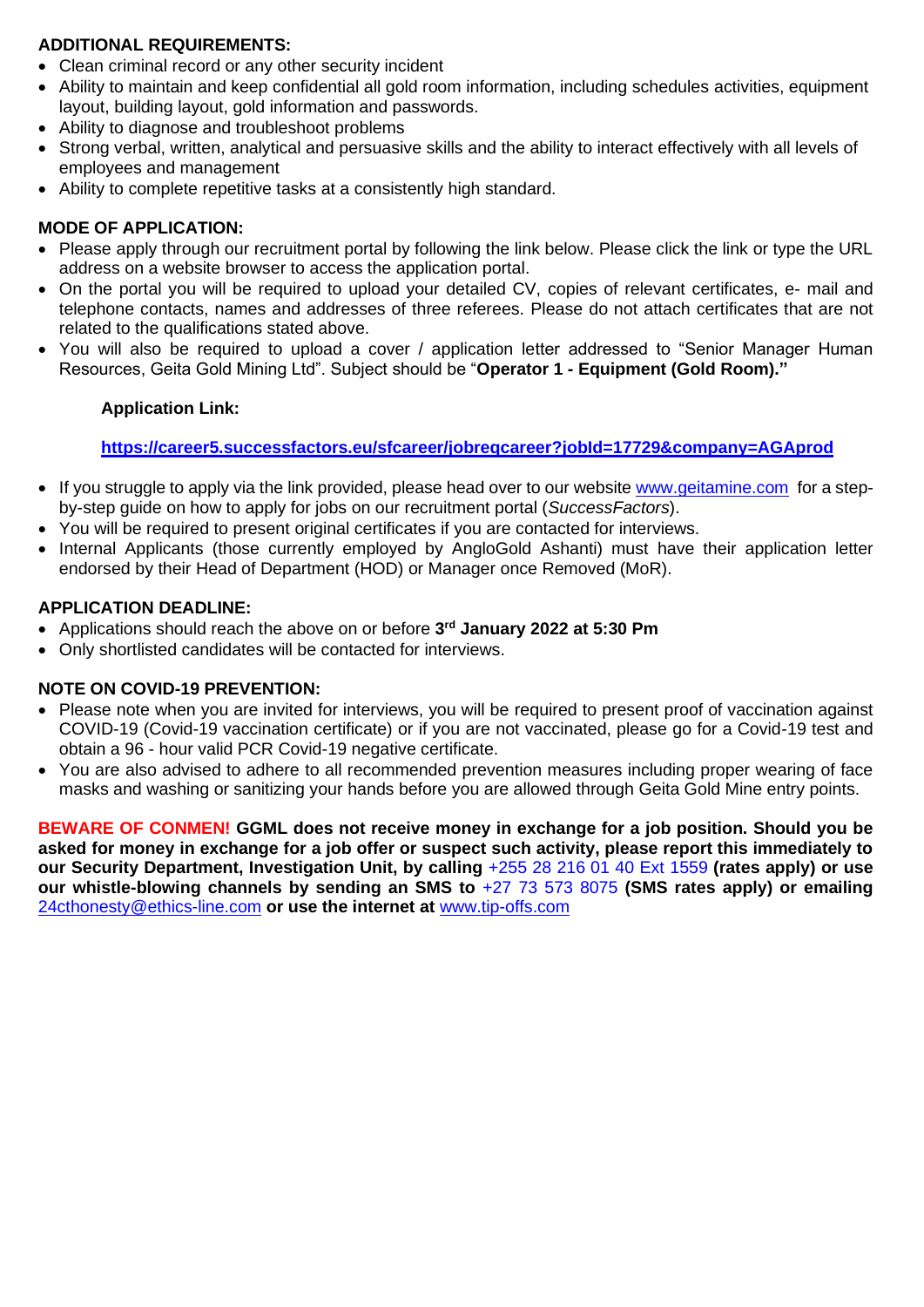**ADDITIONAL REQUIREMENTS:**

- Clean criminal record or any other security incident
- Ability to maintain and keep confidential all gold room information, including schedules activities, equipment layout, building layout, gold information and passwords.
- Ability to diagnose and troubleshoot problems
- Strong verbal, written, analytical and persuasive skills and the ability to interact effectively with all levels of employees and management
- Ability to complete repetitive tasks at a consistently high standard.

**MODE OF APPLICATION:**

- Please apply through our recruitment portal by following the link below. Please click the link or type the URL address on a website browser to access the application portal.
- On the portal you will be required to upload your detailed CV, copies of relevant certificates, e- mail and telephone contacts, names and addresses of three referees. Please do not attach certificates that are not related to the qualifications stated above.
- You will also be required to upload a cover / application letter addressed to "Senior Manager Human Resources, Geita Gold Mining Ltd". Subject should be "**Operator 1 - Equipment (Gold Room).**"

  **Application Link:**

  **https://career5.successfactors.eu/sfcareer/jobreqcareer?jobId=17729&company=AGAprod**

- If you struggle to apply via the link provided, please head over to our website www.geitamine.com for a step-by-step guide on how to apply for jobs on our recruitment portal (*SuccessFactors*).
- You will be required to present original certificates if you are contacted for interviews.
- Internal Applicants (those currently employed by AngloGold Ashanti) must have their application letter endorsed by their Head of Department (HOD) or Manager once Removed (MoR).

**APPLICATION DEADLINE:**

- Applications should reach the above on or before **3rd January 2022 at 5:30 Pm**
- Only shortlisted candidates will be contacted for interviews.

**NOTE ON COVID-19 PREVENTION:**

- Please note when you are invited for interviews, you will be required to present proof of vaccination against COVID-19 (Covid-19 vaccination certificate) or if you are not vaccinated, please go for a Covid-19 test and obtain a 96 - hour valid PCR Covid-19 negative certificate.
- You are also advised to adhere to all recommended prevention measures including proper wearing of face masks and washing or sanitizing your hands before you are allowed through Geita Gold Mine entry points.

**BEWARE OF CONMEN! GGML does not receive money in exchange for a job position. Should you be asked for money in exchange for a job offer or suspect such activity, please report this immediately to our Security Department, Investigation Unit, by calling** +255 28 216 01 40 Ext 1559 **(rates apply) or use our whistle-blowing channels by sending an SMS to** +27 73 573 8075 **(SMS rates apply) or emailing** 24cthonesty@ethics-line.com **or use the internet at** www.tip-offs.com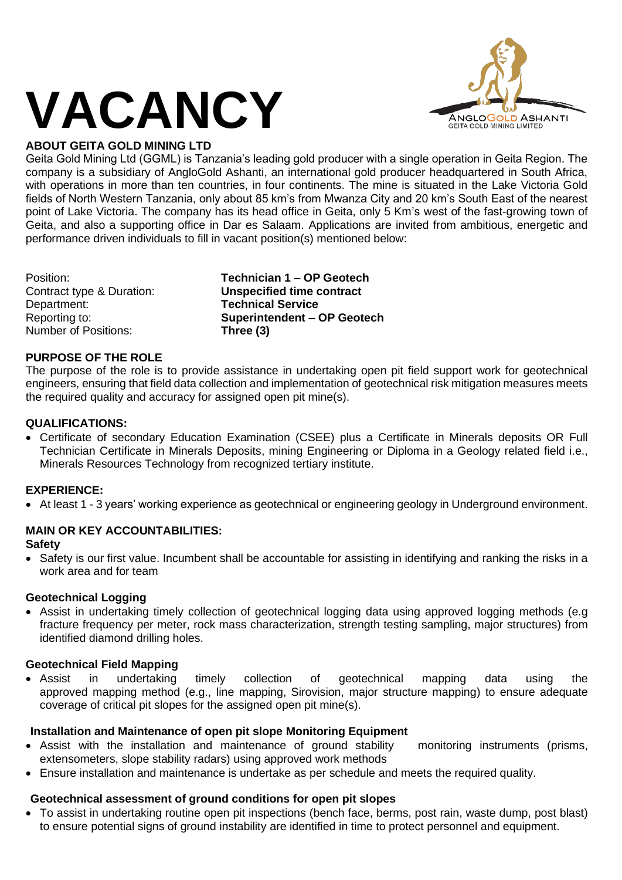# VACANCY

**ABOUT GEITA GOLD MINING LTD**

Geita Gold Mining Ltd (GGML) is Tanzania's leading gold producer with a single operation in Geita Region. The company is a subsidiary of AngloGold Ashanti, an international gold producer headquartered in South Africa, with operations in more than ten countries, in four continents. The mine is situated in the Lake Victoria Gold fields of North Western Tanzania, only about 85 km's from Mwanza City and 20 km's South East of the nearest point of Lake Victoria. The company has its head office in Geita, only 5 Km's west of the fast-growing town of Geita, and also a supporting office in Dar es Salaam. Applications are invited from ambitious, energetic and performance driven individuals to fill in vacant position(s) mentioned below:

| | |
|---|---|
| Position: | **Technician 1 – OP Geotech** |
| Contract type & Duration: | **Unspecified time contract** |
| Department: | **Technical Service** |
| Reporting to: | **Superintendent – OP Geotech** |
| Number of Positions: | **Three (3)** |

**PURPOSE OF THE ROLE**

The purpose of the role is to provide assistance in undertaking open pit field support work for geotechnical engineers, ensuring that field data collection and implementation of geotechnical risk mitigation measures meets the required quality and accuracy for assigned open pit mine(s).

**QUALIFICATIONS:**

- Certificate of secondary Education Examination (CSEE) plus a Certificate in Minerals deposits OR Full Technician Certificate in Minerals Deposits, mining Engineering or Diploma in a Geology related field i.e., Minerals Resources Technology from recognized tertiary institute.

**EXPERIENCE:**

- At least 1 - 3 years' working experience as geotechnical or engineering geology in Underground environment.

**MAIN OR KEY ACCOUNTABILITIES:**

**Safety**

- Safety is our first value. Incumbent shall be accountable for assisting in identifying and ranking the risks in a work area and for team

**Geotechnical Logging**

- Assist in undertaking timely collection of geotechnical logging data using approved logging methods (e.g fracture frequency per meter, rock mass characterization, strength testing sampling, major structures) from identified diamond drilling holes.

**Geotechnical Field Mapping**

- Assist in undertaking timely collection of geotechnical mapping data using the approved mapping method (e.g., line mapping, Sirovision, major structure mapping) to ensure adequate coverage of critical pit slopes for the assigned open pit mine(s).

**Installation and Maintenance of open pit slope Monitoring Equipment**

- Assist with the installation and maintenance of ground stability monitoring instruments (prisms, extensometers, slope stability radars) using approved work methods
- Ensure installation and maintenance is undertake as per schedule and meets the required quality.

**Geotechnical assessment of ground conditions for open pit slopes**

- To assist in undertaking routine open pit inspections (bench face, berms, post rain, waste dump, post blast) to ensure potential signs of ground instability are identified in time to protect personnel and equipment.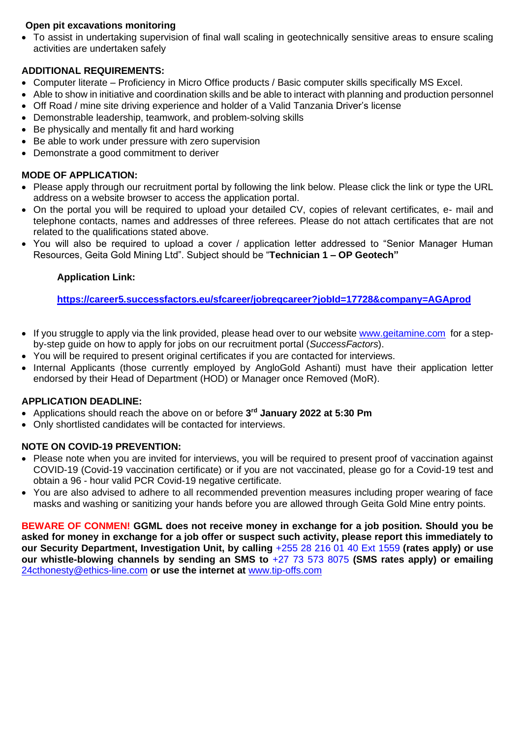**Open pit excavations monitoring**

- To assist in undertaking supervision of final wall scaling in geotechnically sensitive areas to ensure scaling activities are undertaken safely

**ADDITIONAL REQUIREMENTS:**

- Computer literate – Proficiency in Micro Office products / Basic computer skills specifically MS Excel.
- Able to show in initiative and coordination skills and be able to interact with planning and production personnel
- Off Road / mine site driving experience and holder of a Valid Tanzania Driver's license
- Demonstrable leadership, teamwork, and problem-solving skills
- Be physically and mentally fit and hard working
- Be able to work under pressure with zero supervision
- Demonstrate a good commitment to deriver

**MODE OF APPLICATION:**

- Please apply through our recruitment portal by following the link below. Please click the link or type the URL address on a website browser to access the application portal.
- On the portal you will be required to upload your detailed CV, copies of relevant certificates, e- mail and telephone contacts, names and addresses of three referees. Please do not attach certificates that are not related to the qualifications stated above.
- You will also be required to upload a cover / application letter addressed to "Senior Manager Human Resources, Geita Gold Mining Ltd". Subject should be "**Technician 1 – OP Geotech"**

**Application Link:**

**https://career5.successfactors.eu/sfcareer/jobreqcareer?jobId=17728&company=AGAprod**

- If you struggle to apply via the link provided, please head over to our website www.geitamine.com for a step-by-step guide on how to apply for jobs on our recruitment portal (*SuccessFactors*).
- You will be required to present original certificates if you are contacted for interviews.
- Internal Applicants (those currently employed by AngloGold Ashanti) must have their application letter endorsed by their Head of Department (HOD) or Manager once Removed (MoR).

**APPLICATION DEADLINE:**

- Applications should reach the above on or before **3rd January 2022 at 5:30 Pm**
- Only shortlisted candidates will be contacted for interviews.

**NOTE ON COVID-19 PREVENTION:**

- Please note when you are invited for interviews, you will be required to present proof of vaccination against COVID-19 (Covid-19 vaccination certificate) or if you are not vaccinated, please go for a Covid-19 test and obtain a 96 - hour valid PCR Covid-19 negative certificate.
- You are also advised to adhere to all recommended prevention measures including proper wearing of face masks and washing or sanitizing your hands before you are allowed through Geita Gold Mine entry points.

**BEWARE OF CONMEN! GGML does not receive money in exchange for a job position. Should you be asked for money in exchange for a job offer or suspect such activity, please report this immediately to our Security Department, Investigation Unit, by calling** +255 28 216 01 40 Ext 1559 **(rates apply) or use our whistle-blowing channels by sending an SMS to** +27 73 573 8075 **(SMS rates apply) or emailing** 24cthonesty@ethics-line.com **or use the internet at** www.tip-offs.com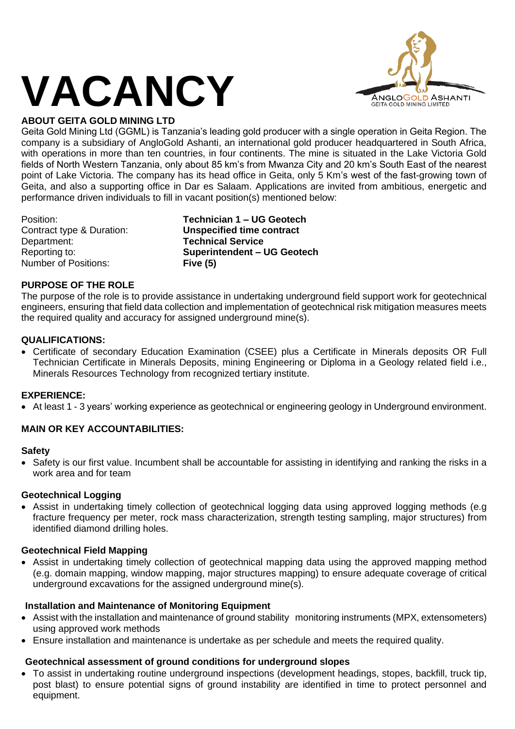# VACANCY

**ABOUT GEITA GOLD MINING LTD**

Geita Gold Mining Ltd (GGML) is Tanzania's leading gold producer with a single operation in Geita Region. The company is a subsidiary of AngloGold Ashanti, an international gold producer headquartered in South Africa, with operations in more than ten countries, in four continents. The mine is situated in the Lake Victoria Gold fields of North Western Tanzania, only about 85 km's from Mwanza City and 20 km's South East of the nearest point of Lake Victoria. The company has its head office in Geita, only 5 Km's west of the fast-growing town of Geita, and also a supporting office in Dar es Salaam. Applications are invited from ambitious, energetic and performance driven individuals to fill in vacant position(s) mentioned below:

| | |
|---|---|
| Position: | **Technician 1 – UG Geotech** |
| Contract type & Duration: | **Unspecified time contract** |
| Department: | **Technical Service** |
| Reporting to: | **Superintendent – UG Geotech** |
| Number of Positions: | **Five (5)** |

**PURPOSE OF THE ROLE**

The purpose of the role is to provide assistance in undertaking underground field support work for geotechnical engineers, ensuring that field data collection and implementation of geotechnical risk mitigation measures meets the required quality and accuracy for assigned underground mine(s).

**QUALIFICATIONS:**

- Certificate of secondary Education Examination (CSEE) plus a Certificate in Minerals deposits OR Full Technician Certificate in Minerals Deposits, mining Engineering or Diploma in a Geology related field i.e., Minerals Resources Technology from recognized tertiary institute.

**EXPERIENCE:**

- At least 1 - 3 years' working experience as geotechnical or engineering geology in Underground environment.

**MAIN OR KEY ACCOUNTABILITIES:**

**Safety**

- Safety is our first value. Incumbent shall be accountable for assisting in identifying and ranking the risks in a work area and for team

**Geotechnical Logging**

- Assist in undertaking timely collection of geotechnical logging data using approved logging methods (e.g fracture frequency per meter, rock mass characterization, strength testing sampling, major structures) from identified diamond drilling holes.

**Geotechnical Field Mapping**

- Assist in undertaking timely collection of geotechnical mapping data using the approved mapping method (e.g. domain mapping, window mapping, major structures mapping) to ensure adequate coverage of critical underground excavations for the assigned underground mine(s).

**Installation and Maintenance of Monitoring Equipment**

- Assist with the installation and maintenance of ground stability monitoring instruments (MPX, extensometers) using approved work methods
- Ensure installation and maintenance is undertake as per schedule and meets the required quality.

**Geotechnical assessment of ground conditions for underground slopes**

- To assist in undertaking routine underground inspections (development headings, stopes, backfill, truck tip, post blast) to ensure potential signs of ground instability are identified in time to protect personnel and equipment.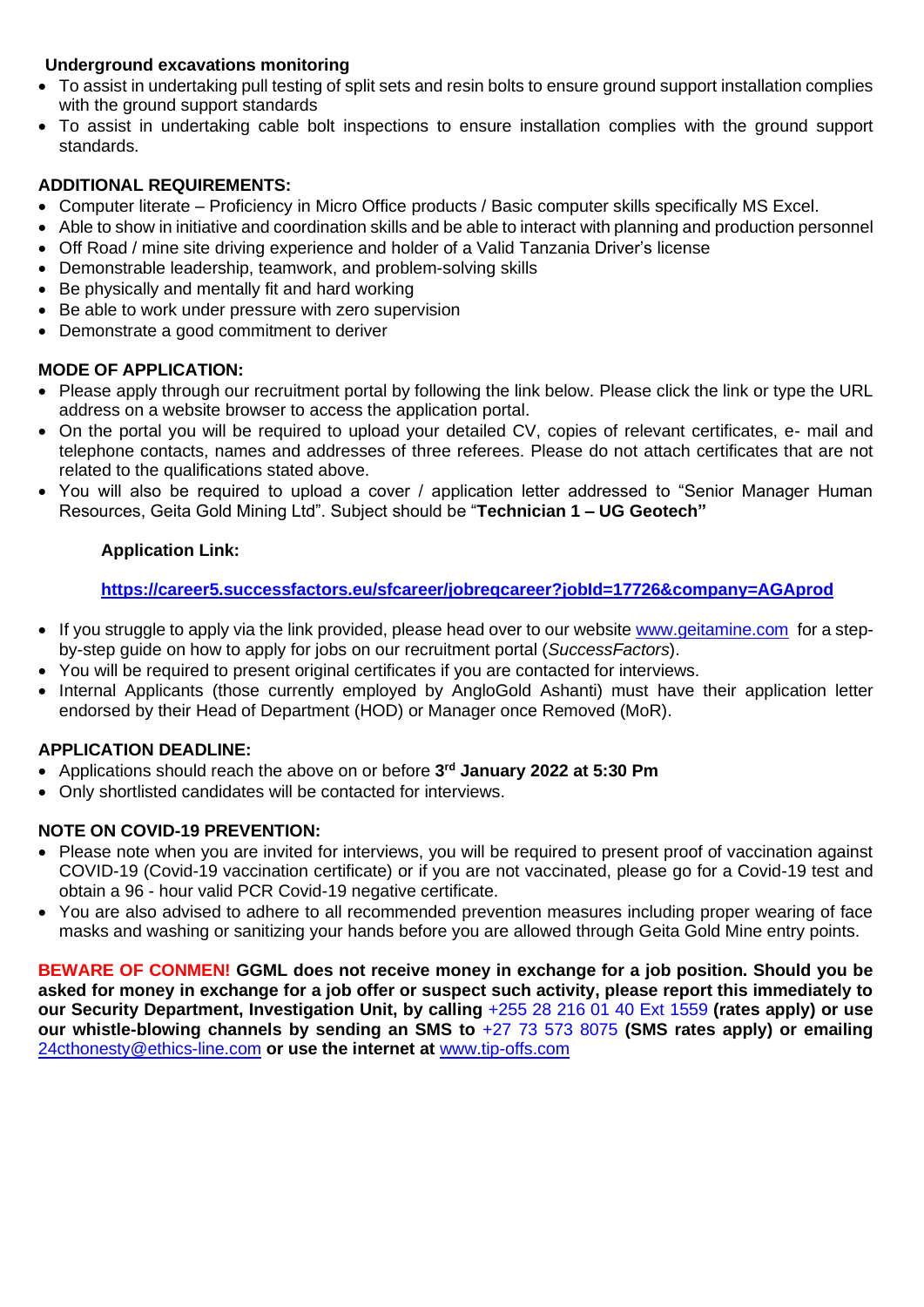**Underground excavations monitoring**

- To assist in undertaking pull testing of split sets and resin bolts to ensure ground support installation complies with the ground support standards
- To assist in undertaking cable bolt inspections to ensure installation complies with the ground support standards.

**ADDITIONAL REQUIREMENTS:**

- Computer literate – Proficiency in Micro Office products / Basic computer skills specifically MS Excel.
- Able to show in initiative and coordination skills and be able to interact with planning and production personnel
- Off Road / mine site driving experience and holder of a Valid Tanzania Driver's license
- Demonstrable leadership, teamwork, and problem-solving skills
- Be physically and mentally fit and hard working
- Be able to work under pressure with zero supervision
- Demonstrate a good commitment to deriver

**MODE OF APPLICATION:**

- Please apply through our recruitment portal by following the link below. Please click the link or type the URL address on a website browser to access the application portal.
- On the portal you will be required to upload your detailed CV, copies of relevant certificates, e- mail and telephone contacts, names and addresses of three referees. Please do not attach certificates that are not related to the qualifications stated above.
- You will also be required to upload a cover / application letter addressed to "Senior Manager Human Resources, Geita Gold Mining Ltd". Subject should be "**Technician 1 – UG Geotech"**

**Application Link:**

**https://career5.successfactors.eu/sfcareer/jobreqcareer?jobId=17726&company=AGAprod**

- If you struggle to apply via the link provided, please head over to our website www.geitamine.com for a step-by-step guide on how to apply for jobs on our recruitment portal (*SuccessFactors*).
- You will be required to present original certificates if you are contacted for interviews.
- Internal Applicants (those currently employed by AngloGold Ashanti) must have their application letter endorsed by their Head of Department (HOD) or Manager once Removed (MoR).

**APPLICATION DEADLINE:**

- Applications should reach the above on or before **3rd January 2022 at 5:30 Pm**
- Only shortlisted candidates will be contacted for interviews.

**NOTE ON COVID-19 PREVENTION:**

- Please note when you are invited for interviews, you will be required to present proof of vaccination against COVID-19 (Covid-19 vaccination certificate) or if you are not vaccinated, please go for a Covid-19 test and obtain a 96 - hour valid PCR Covid-19 negative certificate.
- You are also advised to adhere to all recommended prevention measures including proper wearing of face masks and washing or sanitizing your hands before you are allowed through Geita Gold Mine entry points.

**BEWARE OF CONMEN! GGML does not receive money in exchange for a job position. Should you be asked for money in exchange for a job offer or suspect such activity, please report this immediately to our Security Department, Investigation Unit, by calling** +255 28 216 01 40 Ext 1559 **(rates apply) or use our whistle-blowing channels by sending an SMS to** +27 73 573 8075 **(SMS rates apply) or emailing** 24cthonesty@ethics-line.com **or use the internet at** www.tip-offs.com